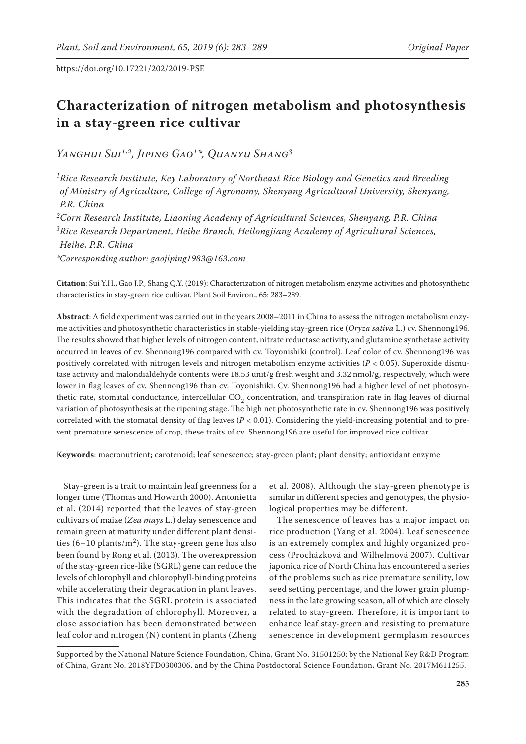https://doi.org/10.17221/202/2019-PSE

# Characterization of nitrogen metabolism and photosynthesis in a stay-green rice cultivar

*Yanghui Sui*[1,2], *Jiping Gao*[1]*, *Quanyu Shang*[3]

[1]*Rice Research Institute, Key Laboratory of Northeast Rice Biology and Genetics and Breeding of Ministry of Agriculture, College of Agronomy, Shenyang Agricultural University, Shenyang, P.R. China*

[2]*Corn Research Institute, Liaoning Academy of Agricultural Sciences, Shenyang, P.R. China*

[3]*Rice Research Department, Heihe Branch, Heilongjiang Academy of Agricultural Sciences, Heihe, P.R. China*

**Corresponding author: gaojiping1983@163.com*

**Citation**: Sui Y.H., Gao J.P., Shang Q.Y. (2019): Characterization of nitrogen metabolism enzyme activities and photosynthetic characteristics in stay-green rice cultivar. Plant Soil Environ., 65: 283–289.

**Abstract**: A field experiment was carried out in the years 2008–2011 in China to assess the nitrogen metabolism enzyme activities and photosynthetic characteristics in stable-yielding stay-green rice (*Oryza sativa* L.) cv. Shennong196. The results showed that higher levels of nitrogen content, nitrate reductase activity, and glutamine synthetase activity occurred in leaves of cv. Shennong196 compared with cv. Toyonishiki (control). Leaf color of cv. Shennong196 was positively correlated with nitrogen levels and nitrogen metabolism enzyme activities ($P < 0.05$). Superoxide dismutase activity and malondialdehyde contents were 18.53 unit/g fresh weight and 3.32 nmol/g, respectively, which were lower in flag leaves of cv. Shennong196 than cv. Toyonishiki. Cv. Shennong196 had a higher level of net photosynthetic rate, stomatal conductance, intercellular $CO_2$ concentration, and transpiration rate in flag leaves of diurnal variation of photosynthesis at the ripening stage. The high net photosynthetic rate in cv. Shennong196 was positively correlated with the stomatal density of flag leaves ($P < 0.01$). Considering the yield-increasing potential and to prevent premature senescence of crop, these traits of cv. Shennong196 are useful for improved rice cultivar.

**Keywords**: macronutrient; carotenoid; leaf senescence; stay-green plant; plant density; antioxidant enzyme

Stay-green is a trait to maintain leaf greenness for a longer time (Thomas and Howarth 2000). Antonietta et al. (2014) reported that the leaves of stay-green cultivars of maize (*Zea mays* L.) delay senescence and remain green at maturity under different plant densities (6–10 plants/m$^2$). The stay-green gene has also been found by Rong et al. (2013). The overexpression of the stay-green rice-like (SGRL) gene can reduce the levels of chlorophyll and chlorophyll-binding proteins while accelerating their degradation in plant leaves. This indicates that the SGRL protein is associated with the degradation of chlorophyll. Moreover, a close association has been demonstrated between leaf color and nitrogen (N) content in plants (Zheng et al. 2008). Although the stay-green phenotype is similar in different species and genotypes, the physiological properties may be different.

The senescence of leaves has a major impact on rice production (Yang et al. 2004). Leaf senescence is an extremely complex and highly organized process (Procházková and Wilhelmová 2007). Cultivar japonica rice of North China has encountered a series of the problems such as rice premature senility, low seed setting percentage, and the lower grain plumpness in the late growing season, all of which are closely related to stay-green. Therefore, it is important to enhance leaf stay-green and resisting to premature senescence in development germplasm resources

Supported by the National Nature Science Foundation, China, Grant No. 31501250; by the National Key R&D Program of China, Grant No. 2018YFD0300306, and by the China Postdoctoral Science Foundation, Grant No. 2017M611255.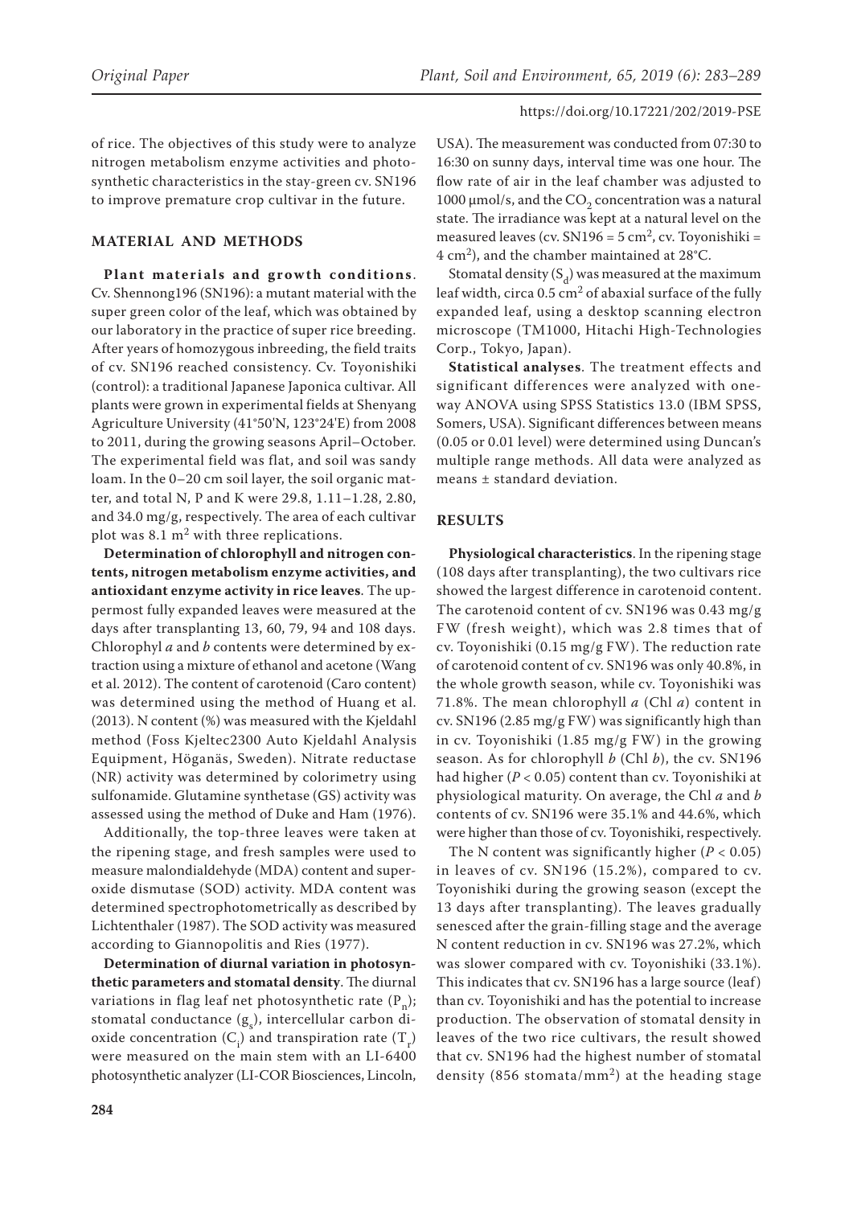of rice. The objectives of this study were to analyze nitrogen metabolism enzyme activities and photosynthetic characteristics in the stay-green cv. SN196 to improve premature crop cultivar in the future.

## MATERIAL AND METHODS

**Plant materials and growth conditions**. Cv. Shennong196 (SN196): a mutant material with the super green color of the leaf, which was obtained by our laboratory in the practice of super rice breeding. After years of homozygous inbreeding, the field traits of cv. SN196 reached consistency. Cv. Toyonishiki (control): a traditional Japanese Japonica cultivar. All plants were grown in experimental fields at Shenyang Agriculture University (41°50'N, 123°24'E) from 2008 to 2011, during the growing seasons April–October. The experimental field was flat, and soil was sandy loam. In the 0–20 cm soil layer, the soil organic matter, and total N, P and K were 29.8, 1.11–1.28, 2.80, and 34.0 mg/g, respectively. The area of each cultivar plot was 8.1 $m^2$ with three replications.

**Determination of chlorophyll and nitrogen contents, nitrogen metabolism enzyme activities, and antioxidant enzyme activity in rice leaves**. The uppermost fully expanded leaves were measured at the days after transplanting 13, 60, 79, 94 and 108 days. Chlorophyl *a* and *b* contents were determined by extraction using a mixture of ethanol and acetone (Wang et al. 2012). The content of carotenoid (Caro content) was determined using the method of Huang et al. (2013). N content (%) was measured with the Kjeldahl method (Foss Kjeltec2300 Auto Kjeldahl Analysis Equipment, Höganäs, Sweden). Nitrate reductase (NR) activity was determined by colorimetry using sulfonamide. Glutamine synthetase (GS) activity was assessed using the method of Duke and Ham (1976).

Additionally, the top-three leaves were taken at the ripening stage, and fresh samples were used to measure malondialdehyde (MDA) content and superoxide dismutase (SOD) activity. MDA content was determined spectrophotometrically as described by Lichtenthaler (1987). The SOD activity was measured according to Giannopolitis and Ries (1977).

**Determination of diurnal variation in photosynthetic parameters and stomatal density**. The diurnal variations in flag leaf net photosynthetic rate ($P_n$); stomatal conductance ($g_s$), intercellular carbon dioxide concentration ($C_i$) and transpiration rate ($T_r$) were measured on the main stem with an LI-6400 photosynthetic analyzer (LI-COR Biosciences, Lincoln, USA). The measurement was conducted from 07:30 to 16:30 on sunny days, interval time was one hour. The flow rate of air in the leaf chamber was adjusted to 1000 μmol/s, and the $CO_2$ concentration was a natural state. The irradiance was kept at a natural level on the measured leaves (cv. SN196 = 5 $cm^2$, cv. Toyonishiki = 4 $cm^2$), and the chamber maintained at 28°C.

Stomatal density ($S_d$) was measured at the maximum leaf width, circa 0.5 $cm^2$ of abaxial surface of the fully expanded leaf, using a desktop scanning electron microscope (TM1000, Hitachi High-Technologies Corp., Tokyo, Japan).

**Statistical analyses**. The treatment effects and significant differences were analyzed with one-way ANOVA using SPSS Statistics 13.0 (IBM SPSS, Somers, USA). Significant differences between means (0.05 or 0.01 level) were determined using Duncan's multiple range methods. All data were analyzed as means ± standard deviation.

## RESULTS

**Physiological characteristics**. In the ripening stage (108 days after transplanting), the two cultivars rice showed the largest difference in carotenoid content. The carotenoid content of cv. SN196 was 0.43 mg/g FW (fresh weight), which was 2.8 times that of cv. Toyonishiki (0.15 mg/g FW). The reduction rate of carotenoid content of cv. SN196 was only 40.8%, in the whole growth season, while cv. Toyonishiki was 71.8%. The mean chlorophyll *a* (Chl *a*) content in cv. SN196 (2.85 mg/g FW) was significantly high than in cv. Toyonishiki (1.85 mg/g FW) in the growing season. As for chlorophyll *b* (Chl *b*), the cv. SN196 had higher ($P < 0.05$) content than cv. Toyonishiki at physiological maturity. On average, the Chl *a* and *b* contents of cv. SN196 were 35.1% and 44.6%, which were higher than those of cv. Toyonishiki, respectively.

The N content was significantly higher ($P < 0.05$) in leaves of cv. SN196 (15.2%), compared to cv. Toyonishiki during the growing season (except the 13 days after transplanting). The leaves gradually senesced after the grain-filling stage and the average N content reduction in cv. SN196 was 27.2%, which was slower compared with cv. Toyonishiki (33.1%). This indicates that cv. SN196 has a large source (leaf) than cv. Toyonishiki and has the potential to increase production. The observation of stomatal density in leaves of the two rice cultivars, the result showed that cv. SN196 had the highest number of stomatal density (856 stomata/$mm^2$) at the heading stage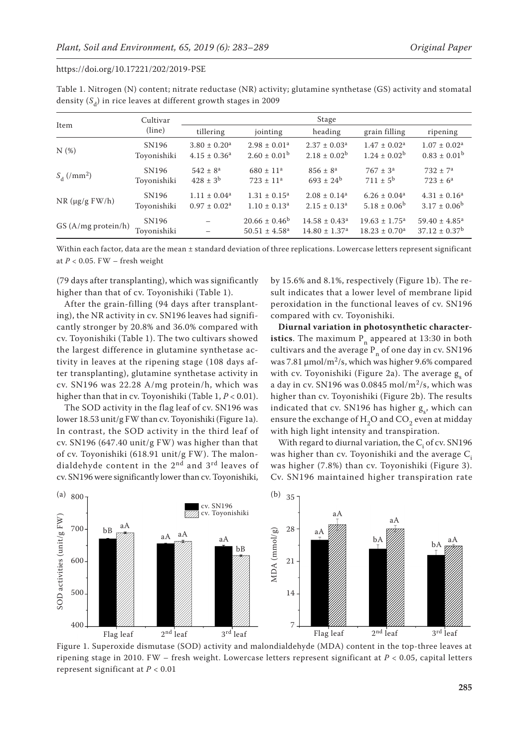Table 1. Nitrogen (N) content; nitrate reductase (NR) activity; glutamine synthetase (GS) activity and stomatal density ($S_d$) in rice leaves at different growth stages in 2009

| Item | Cultivar (line) | Stage | | | | |
|---|---|---|---|---|---|---|
| | | tillering | jointing | heading | grain filling | ripening |
| N (%) | SN196 | $3.80 \pm 0.20^a$ | $2.98 \pm 0.01^a$ | $2.37 \pm 0.03^a$ | $1.47 \pm 0.02^a$ | $1.07 \pm 0.02^a$ |
| | Toyonishiki | $4.15 \pm 0.36^a$ | $2.60 \pm 0.01^b$ | $2.18 \pm 0.02^b$ | $1.24 \pm 0.02^b$ | $0.83 \pm 0.01^b$ |
| $S_d$ (/mm$^2$) | SN196 | $542 \pm 8^a$ | $680 \pm 11^a$ | $856 \pm 8^a$ | $767 \pm 3^a$ | $732 \pm 7^a$ |
| | Toyonishiki | $428 \pm 3^b$ | $723 \pm 11^a$ | $693 \pm 24^b$ | $711 \pm 5^b$ | $723 \pm 6^a$ |
| NR (μg/g FW/h) | SN196 | $1.11 \pm 0.04^a$ | $1.31 \pm 0.15^a$ | $2.08 \pm 0.14^a$ | $6.26 \pm 0.04^a$ | $4.31 \pm 0.16^a$ |
| | Toyonishiki | $0.97 \pm 0.02^a$ | $1.10 \pm 0.13^a$ | $2.15 \pm 0.13^a$ | $5.18 \pm 0.06^b$ | $3.17 \pm 0.06^b$ |
| GS (A/mg protein/h) | SN196 | – | $20.66 \pm 0.46^b$ | $14.58 \pm 0.43^a$ | $19.63 \pm 1.75^a$ | $59.40 \pm 4.85^a$ |
| | Toyonishiki | – | $50.51 \pm 4.58^a$ | $14.80 \pm 1.37^a$ | $18.23 \pm 0.70^a$ | $37.12 \pm 0.37^b$ |

Within each factor, data are the mean ± standard deviation of three replications. Lowercase letters represent significant at $P < 0.05$. FW – fresh weight

(79 days after transplanting), which was significantly higher than that of cv. Toyonishiki (Table 1).

After the grain-filling (94 days after transplanting), the NR activity in cv. SN196 leaves had significantly stronger by 20.8% and 36.0% compared with cv. Toyonishiki (Table 1). The two cultivars showed the largest difference in glutamine synthetase activity in leaves at the ripening stage (108 days after transplanting), glutamine synthetase activity in cv. SN196 was 22.28 A/mg protein/h, which was higher than that in cv. Toyonishiki (Table 1, $P < 0.01$).

The SOD activity in the flag leaf of cv. SN196 was lower 18.53 unit/g FW than cv. Toyonishiki (Figure 1a). In contrast, the SOD activity in the third leaf of cv. SN196 (647.40 unit/g FW) was higher than that of cv. Toyonishiki (618.91 unit/g FW). The malondialdehyde content in the 2[nd] and 3[rd] leaves of cv. SN196 were significantly lower than cv. Toyonishiki, by 15.6% and 8.1%, respectively (Figure 1b). The result indicates that a lower level of membrane lipid peroxidation in the functional leaves of cv. SN196 compared with cv. Toyonishiki.

**Diurnal variation in photosynthetic characteristics**. The maximum $P_n$ appeared at 13:30 in both cultivars and the average $P_n$ of one day in cv. SN196 was 7.81 μmol/m$^2$/s, which was higher 9.6% compared with cv. Toyonishiki (Figure 2a). The average $g_s$ of a day in cv. SN196 was 0.0845 mol/m$^2$/s, which was higher than cv. Toyonishiki (Figure 2b). The results indicated that cv. SN196 has higher $g_s$, which can ensure the exchange of $H_2O$ and $CO_2$ even at midday with high light intensity and transpiration.

With regard to diurnal variation, the $C_i$ of cv. SN196 was higher than cv. Toyonishiki and the average $C_i$ was higher (7.8%) than cv. Toyonishiki (Figure 3). Cv. SN196 maintained higher transpiration rate

Figure 1. Superoxide dismutase (SOD) activity and malondialdehyde (MDA) content in the top-three leaves at ripening stage in 2010. FW – fresh weight. Lowercase letters represent significant at $P < 0.05$, capital letters represent significant at $P < 0.01$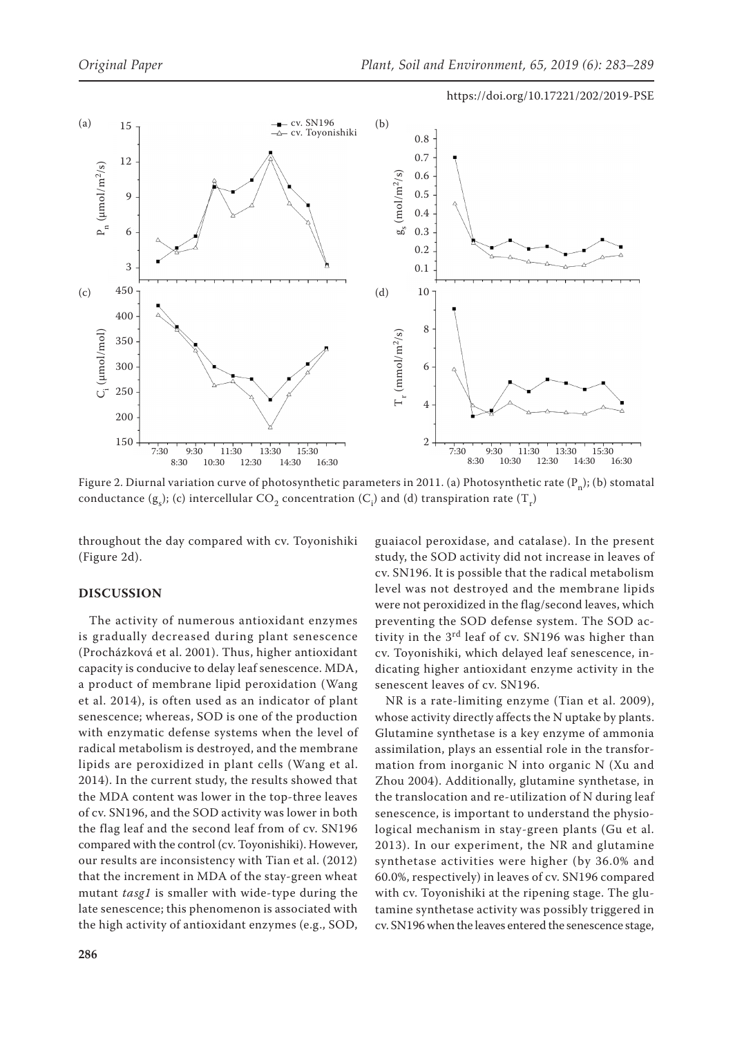Figure 2. Diurnal variation curve of photosynthetic parameters in 2011. (a) Photosynthetic rate ($P_n$); (b) stomatal conductance ($g_s$); (c) intercellular $CO_2$ concentration ($C_i$) and (d) transpiration rate ($T_r$)

throughout the day compared with cv. Toyonishiki (Figure 2d).

## DISCUSSION

The activity of numerous antioxidant enzymes is gradually decreased during plant senescence (Procházková et al. 2001). Thus, higher antioxidant capacity is conducive to delay leaf senescence. MDA, a product of membrane lipid peroxidation (Wang et al. 2014), is often used as an indicator of plant senescence; whereas, SOD is one of the production with enzymatic defense systems when the level of radical metabolism is destroyed, and the membrane lipids are peroxidized in plant cells (Wang et al. 2014). In the current study, the results showed that the MDA content was lower in the top-three leaves of cv. SN196, and the SOD activity was lower in both the flag leaf and the second leaf from of cv. SN196 compared with the control (cv. Toyonishiki). However, our results are inconsistency with Tian et al. (2012) that the increment in MDA of the stay-green wheat mutant *tasg1* is smaller with wide-type during the late senescence; this phenomenon is associated with the high activity of antioxidant enzymes (e.g., SOD, guaiacol peroxidase, and catalase). In the present study, the SOD activity did not increase in leaves of cv. SN196. It is possible that the radical metabolism level was not destroyed and the membrane lipids were not peroxidized in the flag/second leaves, which preventing the SOD defense system. The SOD activity in the 3rd leaf of cv. SN196 was higher than cv. Toyonishiki, which delayed leaf senescence, indicating higher antioxidant enzyme activity in the senescent leaves of cv. SN196.

NR is a rate-limiting enzyme (Tian et al. 2009), whose activity directly affects the N uptake by plants. Glutamine synthetase is a key enzyme of ammonia assimilation, plays an essential role in the transformation from inorganic N into organic N (Xu and Zhou 2004). Additionally, glutamine synthetase, in the translocation and re-utilization of N during leaf senescence, is important to understand the physiological mechanism in stay-green plants (Gu et al. 2013). In our experiment, the NR and glutamine synthetase activities were higher (by 36.0% and 60.0%, respectively) in leaves of cv. SN196 compared with cv. Toyonishiki at the ripening stage. The glutamine synthetase activity was possibly triggered in cv. SN196 when the leaves entered the senescence stage,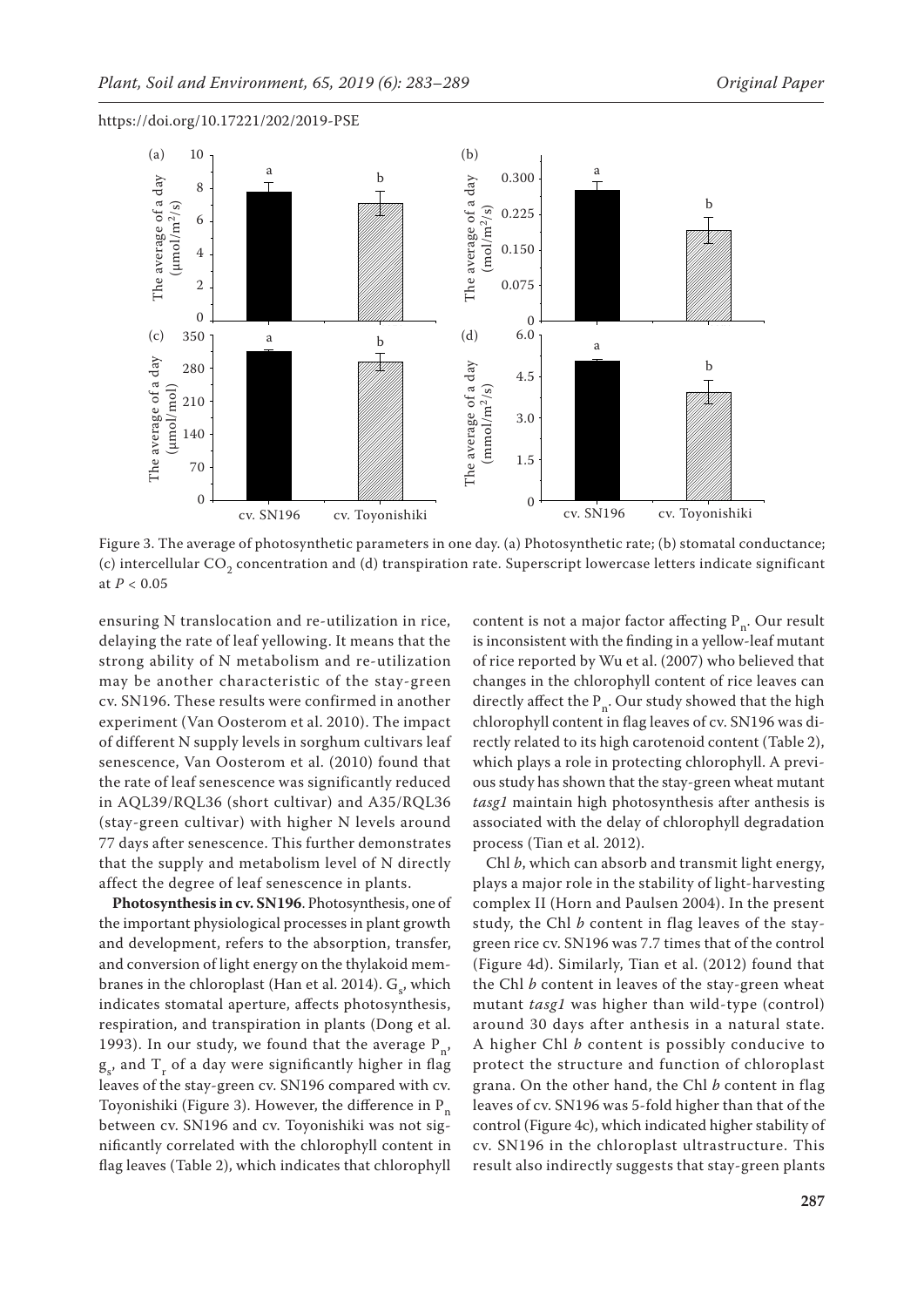Figure 3. The average of photosynthetic parameters in one day. (a) Photosynthetic rate; (b) stomatal conductance; (c) intercellular $CO_2$ concentration and (d) transpiration rate. Superscript lowercase letters indicate significant at $P < 0.05$

ensuring N translocation and re-utilization in rice, delaying the rate of leaf yellowing. It means that the strong ability of N metabolism and re-utilization may be another characteristic of the stay-green cv. SN196. These results were confirmed in another experiment (Van Oosterom et al. 2010). The impact of different N supply levels in sorghum cultivars leaf senescence, Van Oosterom et al. (2010) found that the rate of leaf senescence was significantly reduced in AQL39/RQL36 (short cultivar) and A35/RQL36 (stay-green cultivar) with higher N levels around 77 days after senescence. This further demonstrates that the supply and metabolism level of N directly affect the degree of leaf senescence in plants.

**Photosynthesis in cv. SN196**. Photosynthesis, one of the important physiological processes in plant growth and development, refers to the absorption, transfer, and conversion of light energy on the thylakoid membranes in the chloroplast (Han et al. 2014). $G_s$, which indicates stomatal aperture, affects photosynthesis, respiration, and transpiration in plants (Dong et al. 1993). In our study, we found that the average $P_n$, $g_s$, and $T_r$ of a day were significantly higher in flag leaves of the stay-green cv. SN196 compared with cv. Toyonishiki (Figure 3). However, the difference in $P_n$ between cv. SN196 and cv. Toyonishiki was not significantly correlated with the chlorophyll content in flag leaves (Table 2), which indicates that chlorophyll content is not a major factor affecting $P_n$. Our result is inconsistent with the finding in a yellow-leaf mutant of rice reported by Wu et al. (2007) who believed that changes in the chlorophyll content of rice leaves can directly affect the $P_n$. Our study showed that the high chlorophyll content in flag leaves of cv. SN196 was directly related to its high carotenoid content (Table 2), which plays a role in protecting chlorophyll. A previous study has shown that the stay-green wheat mutant *tasg1* maintain high photosynthesis after anthesis is associated with the delay of chlorophyll degradation process (Tian et al. 2012).

Chl *b*, which can absorb and transmit light energy, plays a major role in the stability of light-harvesting complex II (Horn and Paulsen 2004). In the present study, the Chl *b* content in flag leaves of the stay-green rice cv. SN196 was 7.7 times that of the control (Figure 4d). Similarly, Tian et al. (2012) found that the Chl *b* content in leaves of the stay-green wheat mutant *tasg1* was higher than wild-type (control) around 30 days after anthesis in a natural state. A higher Chl *b* content is possibly conducive to protect the structure and function of chloroplast grana. On the other hand, the Chl *b* content in flag leaves of cv. SN196 was 5-fold higher than that of the control (Figure 4c), which indicated higher stability of cv. SN196 in the chloroplast ultrastructure. This result also indirectly suggests that stay-green plants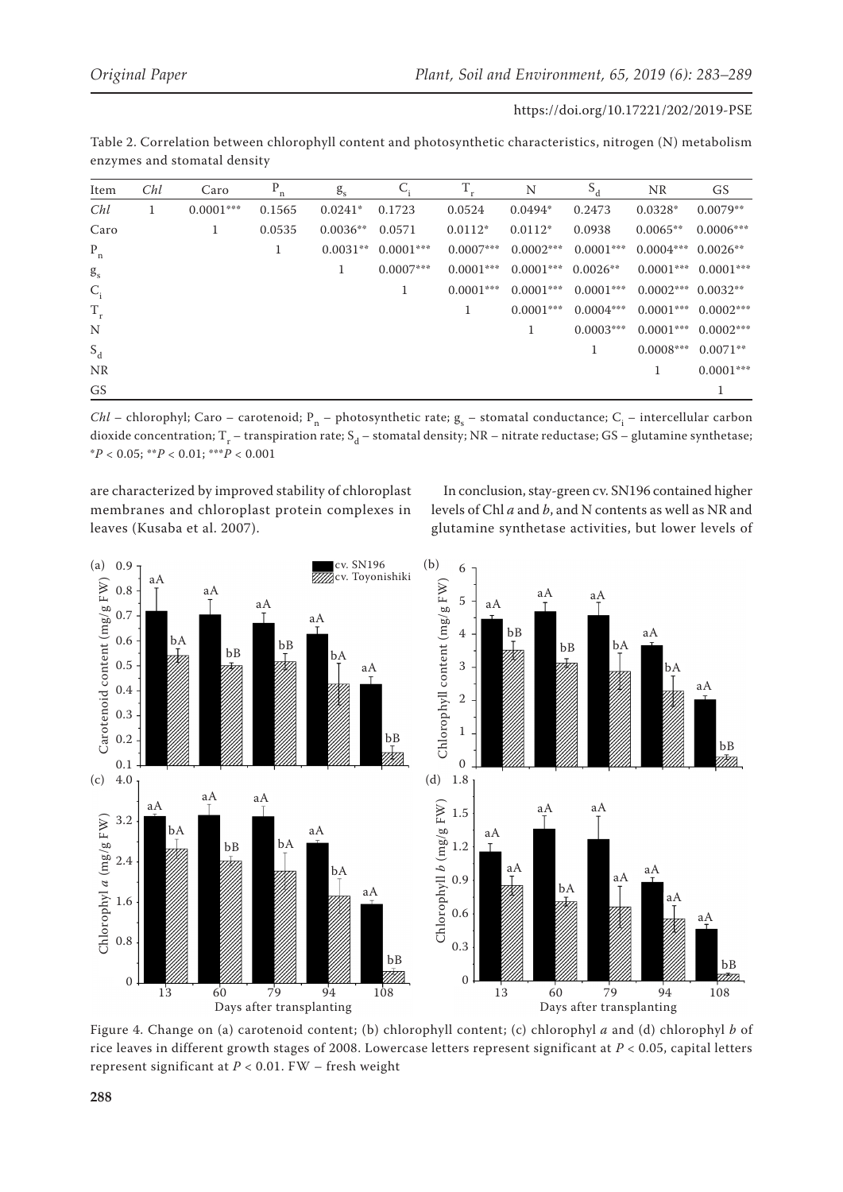Table 2. Correlation between chlorophyll content and photosynthetic characteristics, nitrogen (N) metabolism enzymes and stomatal density

| Item | *Chl* | Caro | $P_n$ | $g_s$ | $C_i$ | $T_r$ | N | $S_d$ | NR | GS |
|---|---|---|---|---|---|---|---|---|---|---|
| *Chl* | 1 | 0.0001*** | 0.1565 | 0.0241* | 0.1723 | 0.0524 | 0.0494* | 0.2473 | 0.0328* | 0.0079** |
| Caro | | 1 | 0.0535 | 0.0036** | 0.0571 | 0.0112* | 0.0112* | 0.0938 | 0.0065** | 0.0006*** |
| $P_n$ | | | 1 | 0.0031** | 0.0001*** | 0.0007*** | 0.0002*** | 0.0001*** | 0.0004*** | 0.0026** |
| $g_s$ | | | | 1 | 0.0007*** | 0.0001*** | 0.0001*** | 0.0026** | 0.0001*** | 0.0001*** |
| $C_i$ | | | | | 1 | 0.0001*** | 0.0001*** | 0.0001*** | 0.0002*** | 0.0032** |
| $T_r$ | | | | | | 1 | 0.0001*** | 0.0004*** | 0.0001*** | 0.0002*** |
| N | | | | | | | 1 | 0.0003*** | 0.0001*** | 0.0002*** |
| $S_d$ | | | | | | | | 1 | 0.0008*** | 0.0071** |
| NR | | | | | | | | | 1 | 0.0001*** |
| GS | | | | | | | | | | 1 |

*Chl* – chlorophyll; Caro – carotenoid; $P_n$ – photosynthetic rate; $g_s$ – stomatal conductance; $C_i$ – intercellular carbon dioxide concentration; $T_r$ – transpiration rate; $S_d$ – stomatal density; NR – nitrate reductase; GS – glutamine synthetase; *$P < 0.05$; **$P < 0.01$; ***$P < 0.001$

are characterized by improved stability of chloroplast membranes and chloroplast protein complexes in leaves (Kusaba et al. 2007).

In conclusion, stay-green cv. SN196 contained higher levels of Chl *a* and *b*, and N contents as well as NR and glutamine synthetase activities, but lower levels of

Figure 4. Change on (a) carotenoid content; (b) chlorophyll content; (c) chlorophyl *a* and (d) chlorophyl *b* of rice leaves in different growth stages of 2008. Lowercase letters represent significant at $P < 0.05$, capital letters represent significant at $P < 0.01$. FW – fresh weight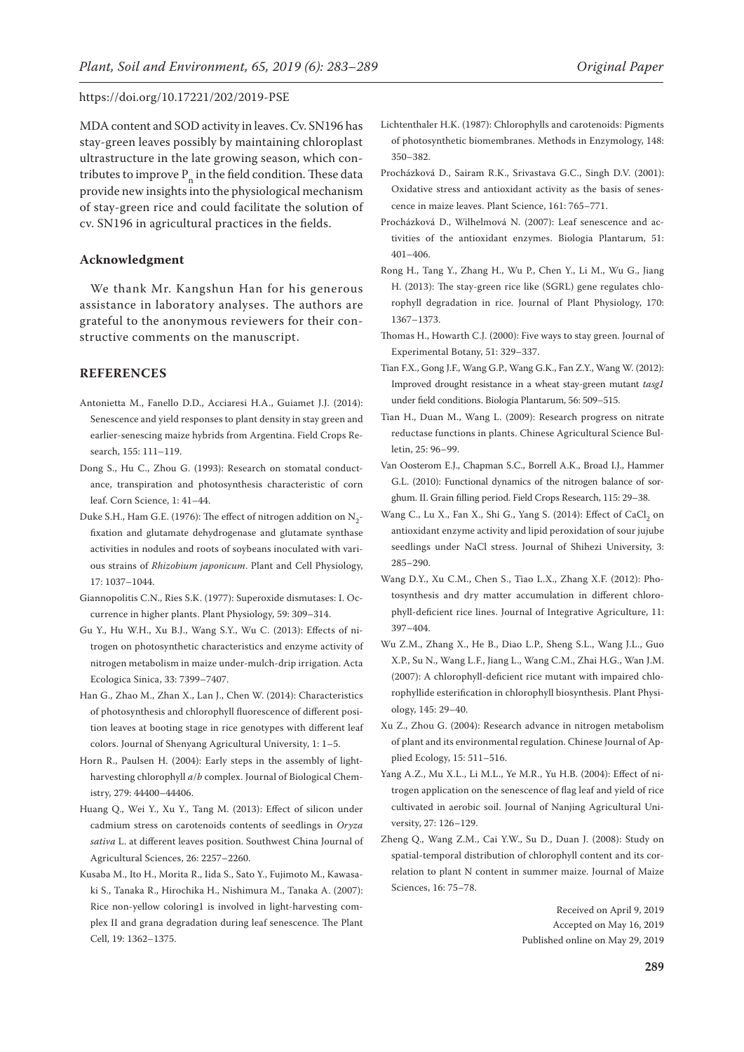MDA content and SOD activity in leaves. Cv. SN196 has stay-green leaves possibly by maintaining chloroplast ultrastructure in the late growing season, which contributes to improve $P_n$ in the field condition. These data provide new insights into the physiological mechanism of stay-green rice and could facilitate the solution of cv. SN196 in agricultural practices in the fields.

## Acknowledgment

We thank Mr. Kangshun Han for his generous assistance in laboratory analyses. The authors are grateful to the anonymous reviewers for their constructive comments on the manuscript.

## REFERENCES

Antonietta M., Fanello D.D., Acciaresi H.A., Guiamet J.J. (2014): Senescence and yield responses to plant density in stay green and earlier-senescing maize hybrids from Argentina. Field Crops Research, 155: 111–119.

Dong S., Hu C., Zhou G. (1993): Research on stomatal conductance, transpiration and photosynthesis characteristic of corn leaf. Corn Science, 1: 41–44.

Duke S.H., Ham G.E. (1976): The effect of nitrogen addition on $N_2$-fixation and glutamate dehydrogenase and glutamate synthase activities in nodules and roots of soybeans inoculated with various strains of *Rhizobium japonicum*. Plant and Cell Physiology, 17: 1037–1044.

Giannopolitis C.N., Ries S.K. (1977): Superoxide dismutases: I. Occurrence in higher plants. Plant Physiology, 59: 309–314.

Gu Y., Hu W.H., Xu B.J., Wang S.Y., Wu C. (2013): Effects of nitrogen on photosynthetic characteristics and enzyme activity of nitrogen metabolism in maize under-mulch-drip irrigation. Acta Ecologica Sinica, 33: 7399–7407.

Han G., Zhao M., Zhan X., Lan J., Chen W. (2014): Characteristics of photosynthesis and chlorophyll fluorescence of different position leaves at booting stage in rice genotypes with different leaf colors. Journal of Shenyang Agricultural University, 1: 1–5.

Horn R., Paulsen H. (2004): Early steps in the assembly of light-harvesting chlorophyll *a*/*b* complex. Journal of Biological Chemistry, 279: 44400–44406.

Huang Q., Wei Y., Xu Y., Tang M. (2013): Effect of silicon under cadmium stress on carotenoids contents of seedlings in *Oryza sativa* L. at different leaves position. Southwest China Journal of Agricultural Sciences, 26: 2257–2260.

Kusaba M., Ito H., Morita R., Iida S., Sato Y., Fujimoto M., Kawasaki S., Tanaka R., Hirochika H., Nishimura M., Tanaka A. (2007): Rice non-yellow coloring1 is involved in light-harvesting complex II and grana degradation during leaf senescence. The Plant Cell, 19: 1362–1375.

Lichtenthaler H.K. (1987): Chlorophylls and carotenoids: Pigments of photosynthetic biomembranes. Methods in Enzymology, 148: 350–382.

Procházková D., Sairam R.K., Srivastava G.C., Singh D.V. (2001): Oxidative stress and antioxidant activity as the basis of senescence in maize leaves. Plant Science, 161: 765–771.

Procházková D., Wilhelmová N. (2007): Leaf senescence and activities of the antioxidant enzymes. Biologia Plantarum, 51: 401–406.

Rong H., Tang Y., Zhang H., Wu P., Chen Y., Li M., Wu G., Jiang H. (2013): The stay-green rice like (SGRL) gene regulates chlorophyll degradation in rice. Journal of Plant Physiology, 170: 1367–1373.

Thomas H., Howarth C.J. (2000): Five ways to stay green. Journal of Experimental Botany, 51: 329–337.

Tian F.X., Gong J.F., Wang G.P., Wang G.K., Fan Z.Y., Wang W. (2012): Improved drought resistance in a wheat stay-green mutant *tasg1* under field conditions. Biologia Plantarum, 56: 509–515.

Tian H., Duan M., Wang L. (2009): Research progress on nitrate reductase functions in plants. Chinese Agricultural Science Bulletin, 25: 96–99.

Van Oosterom E.J., Chapman S.C., Borrell A.K., Broad I.J., Hammer G.L. (2010): Functional dynamics of the nitrogen balance of sorghum. II. Grain filling period. Field Crops Research, 115: 29–38.

Wang C., Lu X., Fan X., Shi G., Yang S. (2014): Effect of $CaCl_2$ on antioxidant enzyme activity and lipid peroxidation of sour jujube seedlings under NaCl stress. Journal of Shihezi University, 3: 285–290.

Wang D.Y., Xu C.M., Chen S., Tiao L.X., Zhang X.F. (2012): Photosynthesis and dry matter accumulation in different chlorophyll-deficient rice lines. Journal of Integrative Agriculture, 11: 397–404.

Wu Z.M., Zhang X., He B., Diao L.P., Sheng S.L., Wang J.L., Guo X.P., Su N., Wang L.F., Jiang L., Wang C.M., Zhai H.G., Wan J.M. (2007): A chlorophyll-deficient rice mutant with impaired chlorophyllide esterification in chlorophyll biosynthesis. Plant Physiology, 145: 29–40.

Xu Z., Zhou G. (2004): Research advance in nitrogen metabolism of plant and its environmental regulation. Chinese Journal of Applied Ecology, 15: 511–516.

Yang A.Z., Mu X.L., Li M.L., Ye M.R., Yu H.B. (2004): Effect of nitrogen application on the senescence of flag leaf and yield of rice cultivated in aerobic soil. Journal of Nanjing Agricultural University, 27: 126–129.

Zheng Q., Wang Z.M., Cai Y.W., Su D., Duan J. (2008): Study on spatial-temporal distribution of chlorophyll content and its correlation to plant N content in summer maize. Journal of Maize Sciences, 16: 75–78.

Received on April 9, 2019
Accepted on May 16, 2019
Published online on May 29, 2019